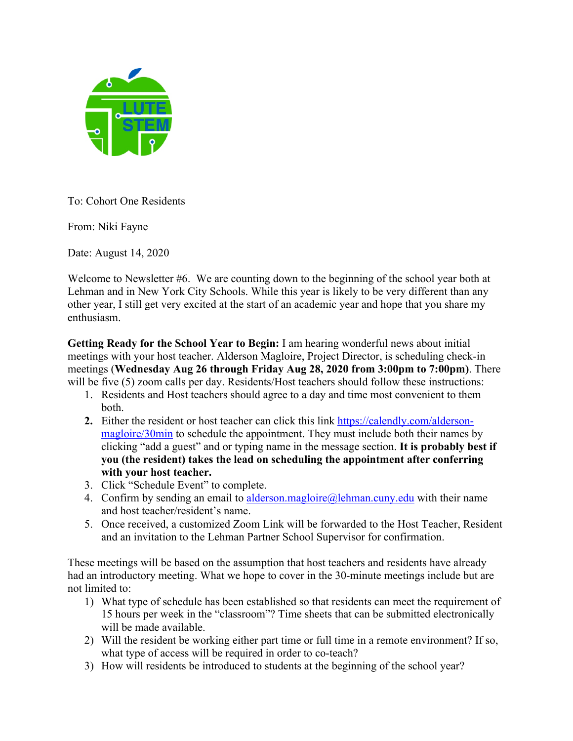To: Cohort One Residents

From: Niki Fayne

Date: August 14, 2020

Welcome to Newsletter #6. We are counting down to the beginning of the school year both at Lehman and in New York City Schools. While this year is likely to be very different than any other year, I still get very excited at the start of an academic year and hope that you share my enthusiasm.

**Getting Ready for the School Year to Begin:** I am hearing wonderful news about initial meetings with your host teacher. Alderson Magloire, Project Director, is scheduling check-in meetings (**Wednesday Aug 26 through Friday Aug 28, 2020 from 3:00pm to 7:00pm**). There will be five (5) zoom calls per day. Residents/Host teachers should follow these instructions:

1. Residents and Host teachers should agree to a day and time most convenient to them both.
2. Either the resident or host teacher can click this link [https://calendly.com/alderson-magloire/30min](https://calendly.com/alderson-magloire/30min) to schedule the appointment. They must include both their names by clicking "add a guest" and or typing name in the message section. **It is probably best if you (the resident) takes the lead on scheduling the appointment after conferring with your host teacher.**
3. Click "Schedule Event" to complete.
4. Confirm by sending an email to [alderson.magloire@lehman.cuny.edu](mailto:alderson.magloire@lehman.cuny.edu) with their name and host teacher/resident's name.
5. Once received, a customized Zoom Link will be forwarded to the Host Teacher, Resident and an invitation to the Lehman Partner School Supervisor for confirmation.

These meetings will be based on the assumption that host teachers and residents have already had an introductory meeting. What we hope to cover in the 30-minute meetings include but are not limited to:

1) What type of schedule has been established so that residents can meet the requirement of 15 hours per week in the "classroom"? Time sheets that can be submitted electronically will be made available.
2) Will the resident be working either part time or full time in a remote environment? If so, what type of access will be required in order to co-teach?
3) How will residents be introduced to students at the beginning of the school year?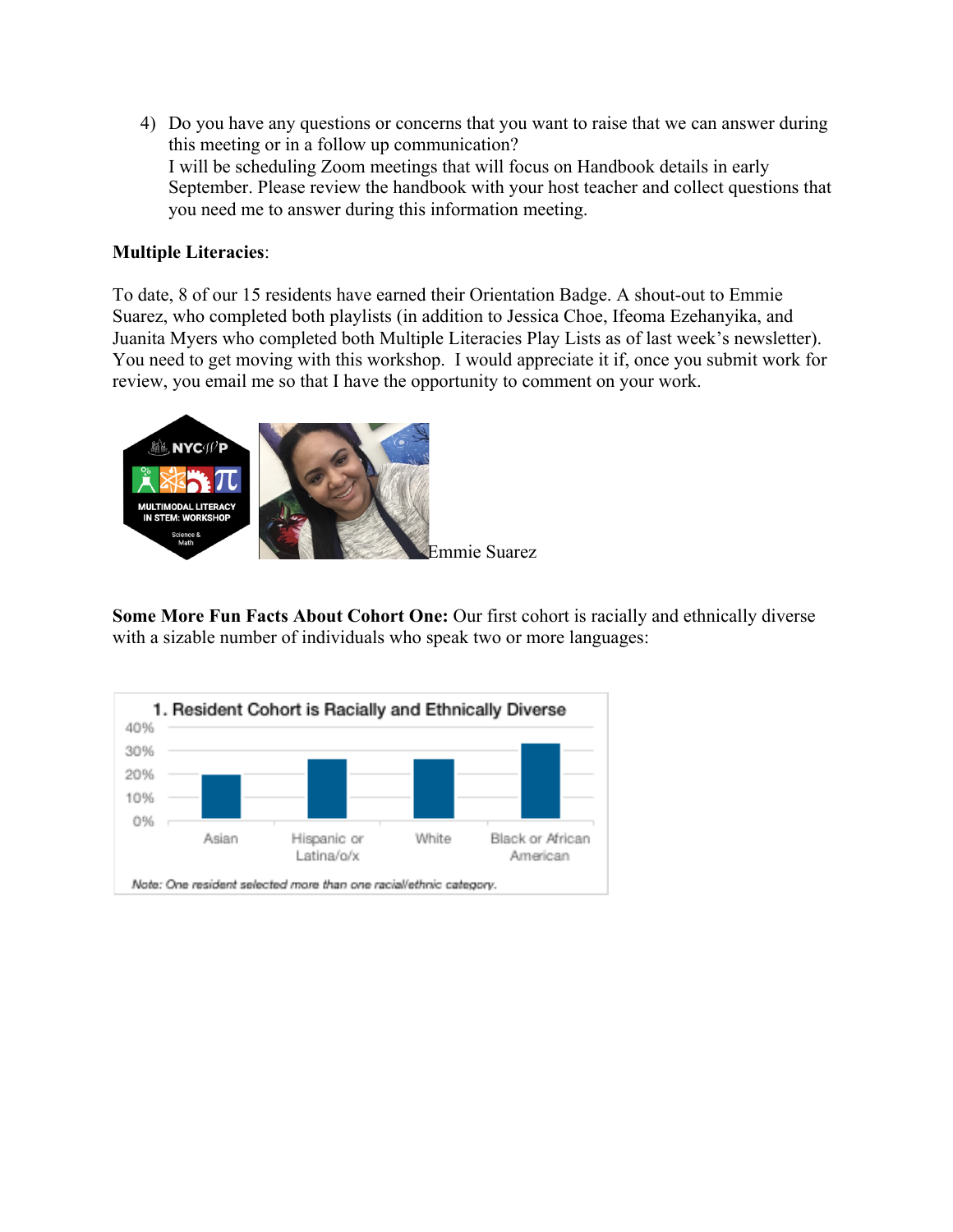4) Do you have any questions or concerns that you want to raise that we can answer during this meeting or in a follow up communication?
   I will be scheduling Zoom meetings that will focus on Handbook details in early September. Please review the handbook with your host teacher and collect questions that you need me to answer during this information meeting.

**Multiple Literacies**:

To date, 8 of our 15 residents have earned their Orientation Badge. A shout-out to Emmie Suarez, who completed both playlists (in addition to Jessica Choe, Ifeoma Ezehanyika, and Juanita Myers who completed both Multiple Literacies Play Lists as of last week's newsletter). You need to get moving with this workshop. I would appreciate it if, once you submit work for review, you email me so that I have the opportunity to comment on your work.

Emmie Suarez

**Some More Fun Facts About Cohort One:** Our first cohort is racially and ethnically diverse with a sizable number of individuals who speak two or more languages:

1. Resident Cohort is Racially and Ethnically Diverse

Note: One resident selected more than one racial/ethnic category.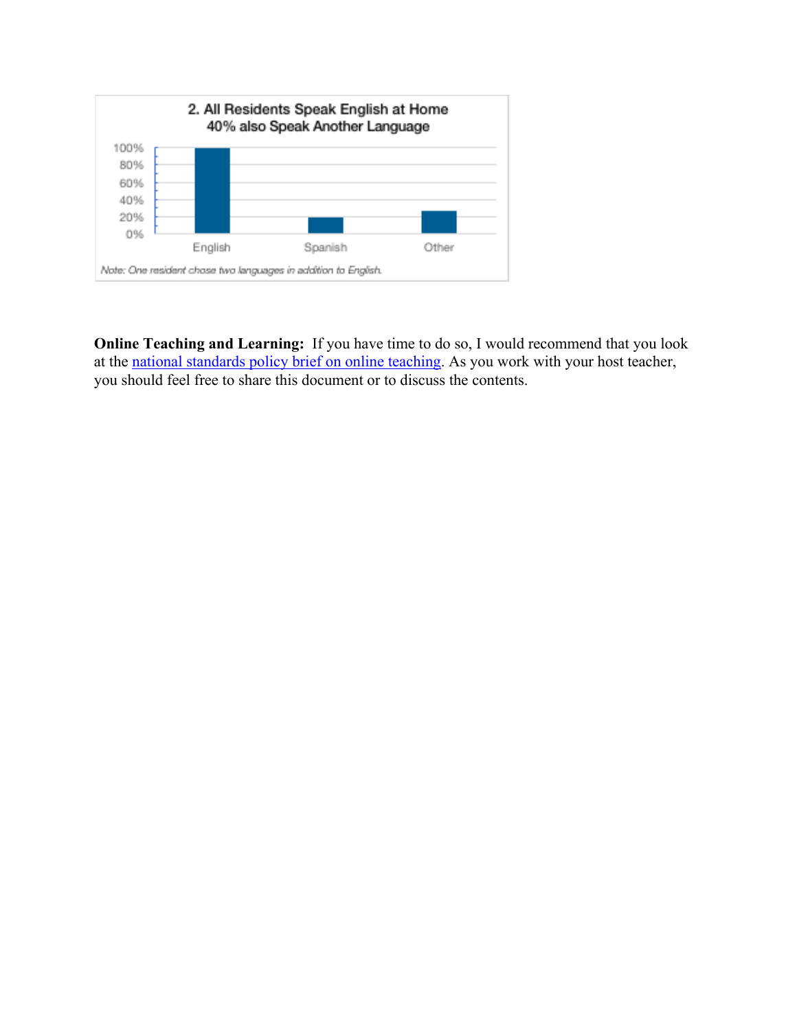2. All Residents Speak English at Home
40% also Speak Another Language

100%
80%
60%
40%
20%
0%

English
Spanish
Other

*Note: One resident chose two languages in addition to English.*

**Online Teaching and Learning:** If you have time to do so, I would recommend that you look at the national standards policy brief on online teaching. As you work with your host teacher, you should feel free to share this document or to discuss the contents.